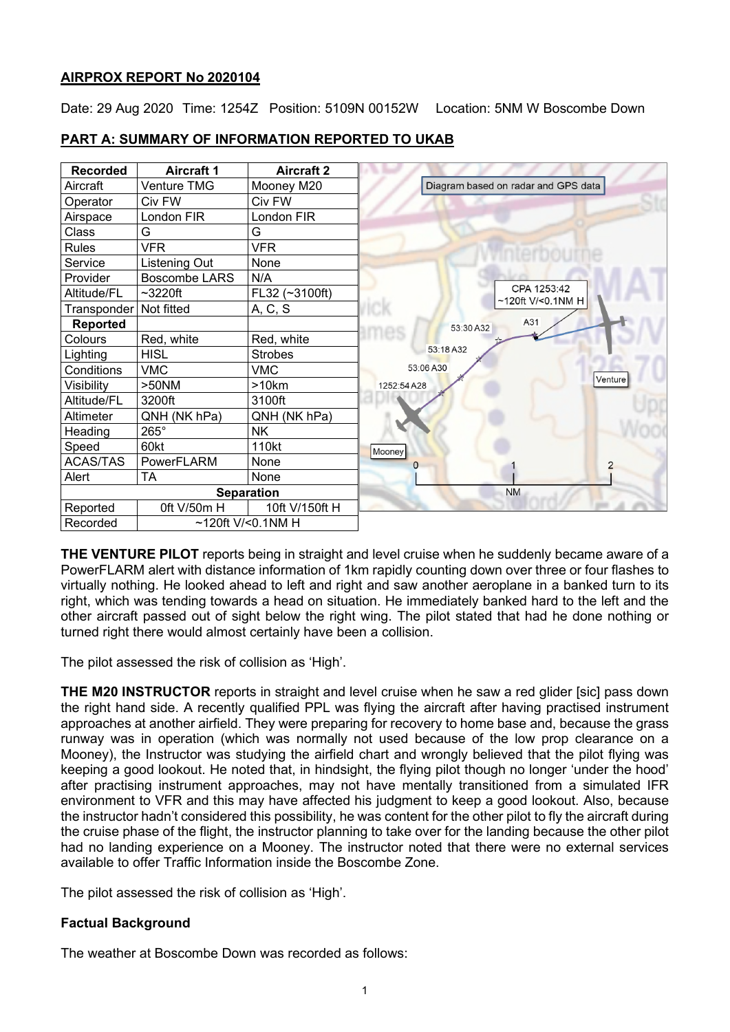**AIRPROX REPORT No 2020104**

Date: 29 Aug 2020 Time: 1254Z Position: 5109N 00152W Location: 5NM W Boscombe Down

**PART A: SUMMARY OF INFORMATION REPORTED TO UKAB**

| Recorded | Aircraft 1 | Aircraft 2 |
|---|---|---|
| Aircraft | Venture TMG | Mooney M20 |
| Operator | Civ FW | Civ FW |
| Airspace | London FIR | London FIR |
| Class | G | G |
| Rules | VFR | VFR |
| Service | Listening Out | None |
| Provider | Boscombe LARS | N/A |
| Altitude/FL | ~3220ft | FL32 (~3100ft) |
| Transponder | Not fitted | A, C, S |
| **Reported** | | |
| Colours | Red, white | Red, white |
| Lighting | HISL | Strobes |
| Conditions | VMC | VMC |
| Visibility | >50NM | >10km |
| Altitude/FL | 3200ft | 3100ft |
| Altimeter | QNH (NK hPa) | QNH (NK hPa) |
| Heading | 265° | NK |
| Speed | 60kt | 110kt |
| ACAS/TAS | PowerFLARM | None |
| Alert | TA | None |
| **Separation** | | |
| Reported | 0ft V/50m H | 10ft V/150ft H |
| Recorded | ~120ft V/<0.1NM H | |

**THE VENTURE PILOT** reports being in straight and level cruise when he suddenly became aware of a PowerFLARM alert with distance information of 1km rapidly counting down over three or four flashes to virtually nothing. He looked ahead to left and right and saw another aeroplane in a banked turn to its right, which was tending towards a head on situation. He immediately banked hard to the left and the other aircraft passed out of sight below the right wing. The pilot stated that had he done nothing or turned right there would almost certainly have been a collision.

The pilot assessed the risk of collision as 'High'.

**THE M20 INSTRUCTOR** reports in straight and level cruise when he saw a red glider [sic] pass down the right hand side. A recently qualified PPL was flying the aircraft after having practised instrument approaches at another airfield. They were preparing for recovery to home base and, because the grass runway was in operation (which was normally not used because of the low prop clearance on a Mooney), the Instructor was studying the airfield chart and wrongly believed that the pilot flying was keeping a good lookout. He noted that, in hindsight, the flying pilot though no longer 'under the hood' after practising instrument approaches, may not have mentally transitioned from a simulated IFR environment to VFR and this may have affected his judgment to keep a good lookout. Also, because the instructor hadn't considered this possibility, he was content for the other pilot to fly the aircraft during the cruise phase of the flight, the instructor planning to take over for the landing because the other pilot had no landing experience on a Mooney. The instructor noted that there were no external services available to offer Traffic Information inside the Boscombe Zone.

The pilot assessed the risk of collision as 'High'.

**Factual Background**

The weather at Boscombe Down was recorded as follows: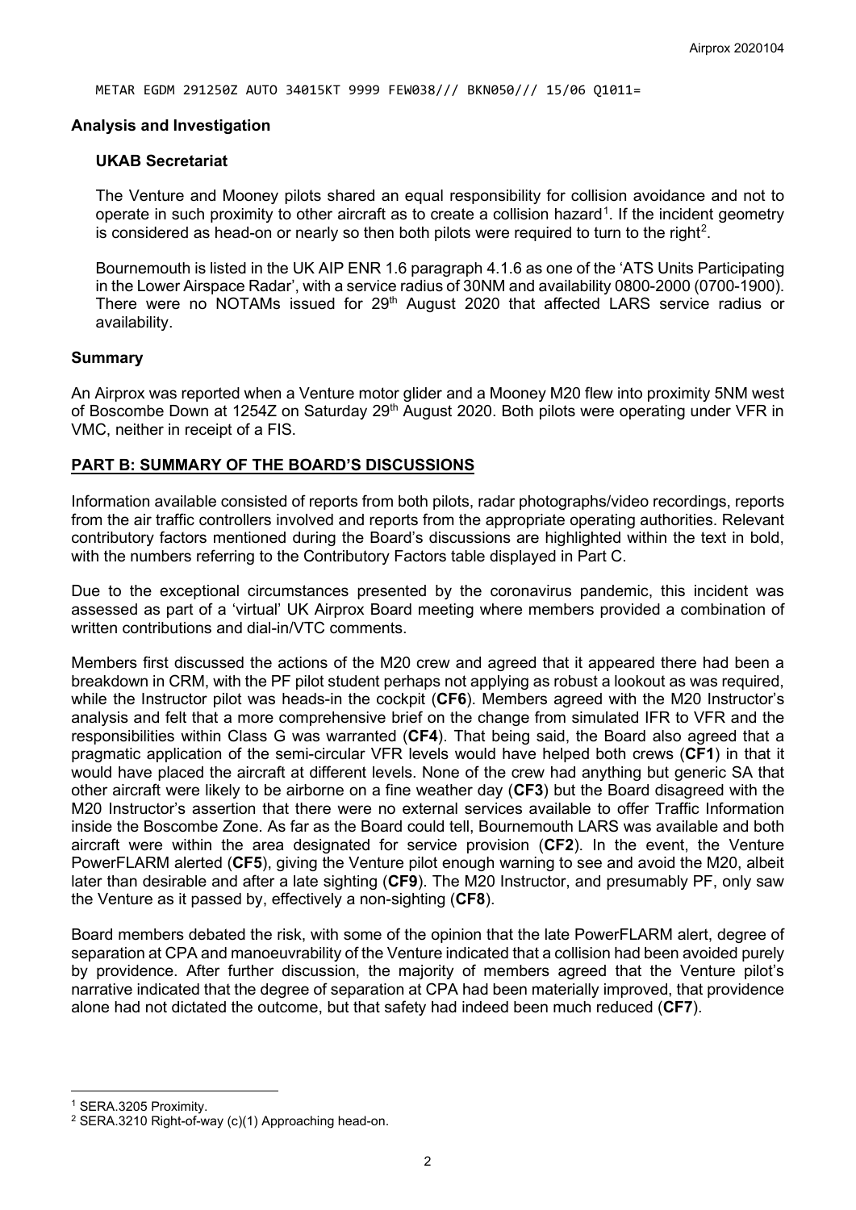METAR EGDM 291250Z AUTO 34015KT 9999 FEW038/// BKN050/// 15/06 Q1011=

## Analysis and Investigation

### UKAB Secretariat

The Venture and Mooney pilots shared an equal responsibility for collision avoidance and not to operate in such proximity to other aircraft as to create a collision hazard[1]. If the incident geometry is considered as head-on or nearly so then both pilots were required to turn to the right[2].

Bournemouth is listed in the UK AIP ENR 1.6 paragraph 4.1.6 as one of the 'ATS Units Participating in the Lower Airspace Radar', with a service radius of 30NM and availability 0800-2000 (0700-1900). There were no NOTAMs issued for 29th August 2020 that affected LARS service radius or availability.

## Summary

An Airprox was reported when a Venture motor glider and a Mooney M20 flew into proximity 5NM west of Boscombe Down at 1254Z on Saturday 29th August 2020. Both pilots were operating under VFR in VMC, neither in receipt of a FIS.

## PART B: SUMMARY OF THE BOARD'S DISCUSSIONS

Information available consisted of reports from both pilots, radar photographs/video recordings, reports from the air traffic controllers involved and reports from the appropriate operating authorities. Relevant contributory factors mentioned during the Board's discussions are highlighted within the text in bold, with the numbers referring to the Contributory Factors table displayed in Part C.

Due to the exceptional circumstances presented by the coronavirus pandemic, this incident was assessed as part of a 'virtual' UK Airprox Board meeting where members provided a combination of written contributions and dial-in/VTC comments.

Members first discussed the actions of the M20 crew and agreed that it appeared there had been a breakdown in CRM, with the PF pilot student perhaps not applying as robust a lookout as was required, while the Instructor pilot was heads-in the cockpit (**CF6**). Members agreed with the M20 Instructor's analysis and felt that a more comprehensive brief on the change from simulated IFR to VFR and the responsibilities within Class G was warranted (**CF4**). That being said, the Board also agreed that a pragmatic application of the semi-circular VFR levels would have helped both crews (**CF1**) in that it would have placed the aircraft at different levels. None of the crew had anything but generic SA that other aircraft were likely to be airborne on a fine weather day (**CF3**) but the Board disagreed with the M20 Instructor's assertion that there were no external services available to offer Traffic Information inside the Boscombe Zone. As far as the Board could tell, Bournemouth LARS was available and both aircraft were within the area designated for service provision (**CF2**). In the event, the Venture PowerFLARM alerted (**CF5**), giving the Venture pilot enough warning to see and avoid the M20, albeit later than desirable and after a late sighting (**CF9**). The M20 Instructor, and presumably PF, only saw the Venture as it passed by, effectively a non-sighting (**CF8**).

Board members debated the risk, with some of the opinion that the late PowerFLARM alert, degree of separation at CPA and manoeuvrability of the Venture indicated that a collision had been avoided purely by providence. After further discussion, the majority of members agreed that the Venture pilot's narrative indicated that the degree of separation at CPA had been materially improved, that providence alone had not dictated the outcome, but that safety had indeed been much reduced (**CF7**).

[1] SERA.3205 Proximity.

[2] SERA.3210 Right-of-way (c)(1) Approaching head-on.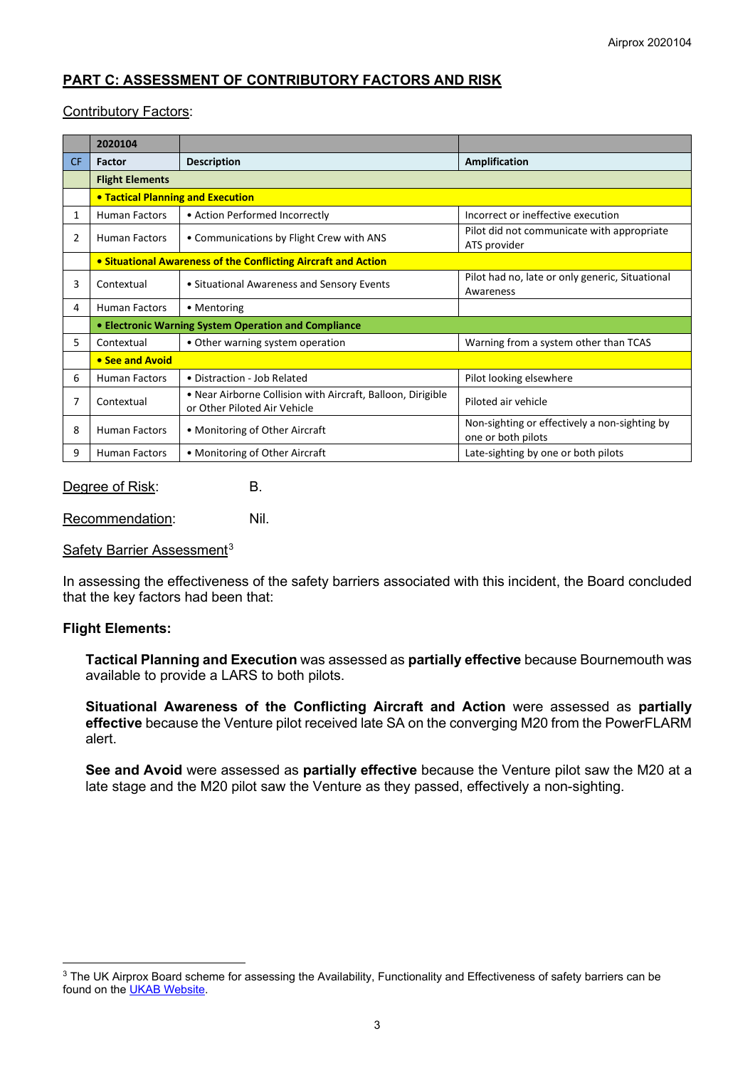## PART C: ASSESSMENT OF CONTRIBUTORY FACTORS AND RISK

Contributory Factors:

| | 2020104 | | |
|---|---|---|---|
| CF | Factor | Description | Amplification |
| | **Flight Elements** | | |
| | **• Tactical Planning and Execution** | | |
| 1 | Human Factors | • Action Performed Incorrectly | Incorrect or ineffective execution |
| 2 | Human Factors | • Communications by Flight Crew with ANS | Pilot did not communicate with appropriate ATS provider |
| | **• Situational Awareness of the Conflicting Aircraft and Action** | | |
| 3 | Contextual | • Situational Awareness and Sensory Events | Pilot had no, late or only generic, Situational Awareness |
| 4 | Human Factors | • Mentoring | |
| | **• Electronic Warning System Operation and Compliance** | | |
| 5 | Contextual | • Other warning system operation | Warning from a system other than TCAS |
| | **• See and Avoid** | | |
| 6 | Human Factors | • Distraction - Job Related | Pilot looking elsewhere |
| 7 | Contextual | • Near Airborne Collision with Aircraft, Balloon, Dirigible or Other Piloted Air Vehicle | Piloted air vehicle |
| 8 | Human Factors | • Monitoring of Other Aircraft | Non-sighting or effectively a non-sighting by one or both pilots |
| 9 | Human Factors | • Monitoring of Other Aircraft | Late-sighting by one or both pilots |

Degree of Risk: B.

Recommendation: Nil.

Safety Barrier Assessment[3]

In assessing the effectiveness of the safety barriers associated with this incident, the Board concluded that the key factors had been that:

**Flight Elements:**

**Tactical Planning and Execution** was assessed as **partially effective** because Bournemouth was available to provide a LARS to both pilots.

**Situational Awareness of the Conflicting Aircraft and Action** were assessed as **partially effective** because the Venture pilot received late SA on the converging M20 from the PowerFLARM alert.

**See and Avoid** were assessed as **partially effective** because the Venture pilot saw the M20 at a late stage and the M20 pilot saw the Venture as they passed, effectively a non-sighting.

[3] The UK Airprox Board scheme for assessing the Availability, Functionality and Effectiveness of safety barriers can be found on the UKAB Website.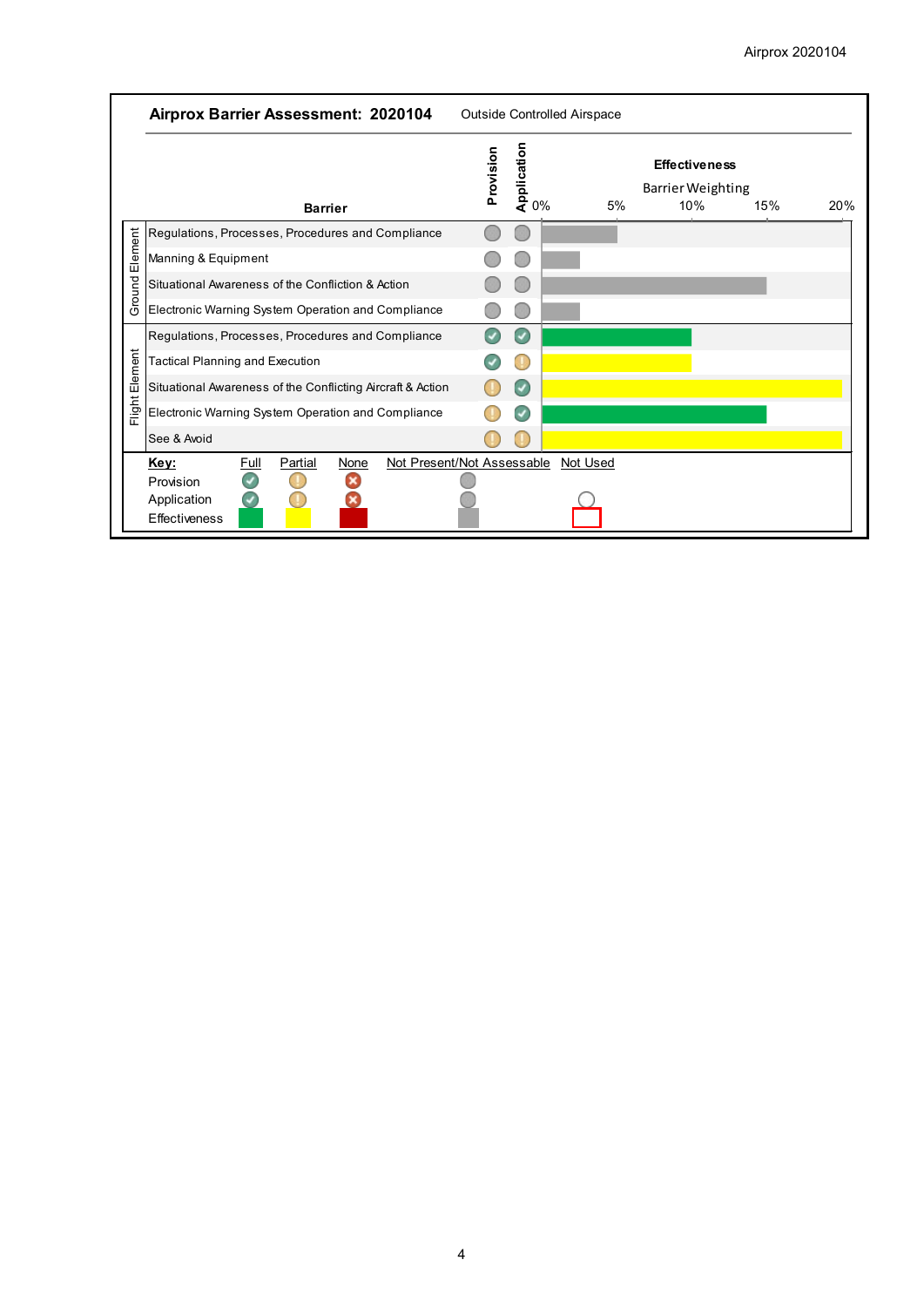**Airprox Barrier Assessment: 2020104** Outside Controlled Airspace

Barrier

Provision

Application

Effectiveness

Barrier Weighting

0%

5%

10%

15%

20%

Ground Element

Regulations, Processes, Procedures and Compliance

Manning & Equipment

Situational Awareness of the Confliction & Action

Electronic Warning System Operation and Compliance

Flight Element

Regulations, Processes, Procedures and Compliance

Tactical Planning and Execution

Situational Awareness of the Conflicting Aircraft & Action

Electronic Warning System Operation and Compliance

See & Avoid

**Key:** Full Partial None Not Present/Not Assessable Not Used

Provision

Application

Effectiveness